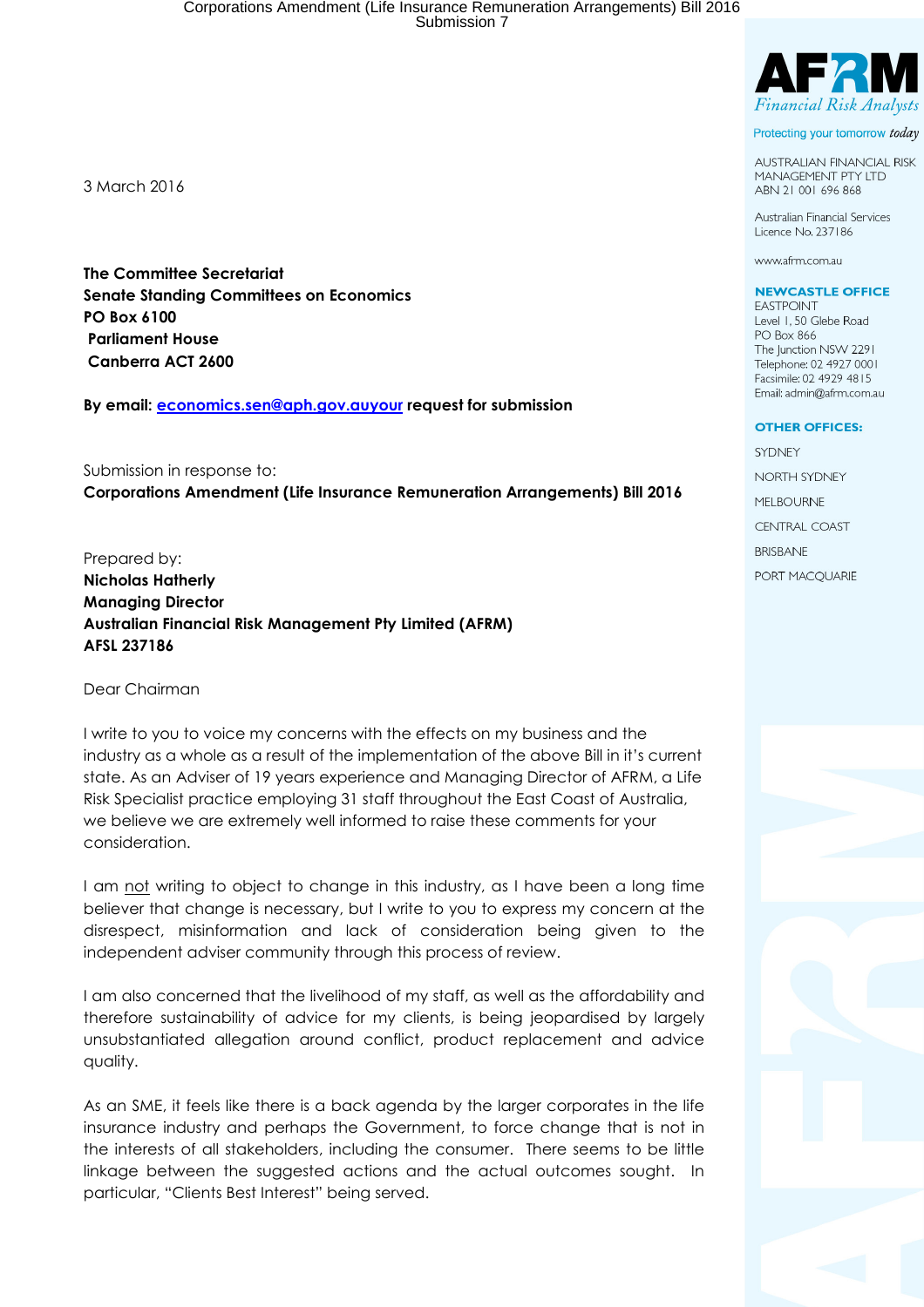AFRM
Financial Risk Analysts

Protecting your tomorrow *today*

AUSTRALIAN FINANCIAL RISK MANAGEMENT PTY LTD
ABN 21 001 696 868

Australian Financial Services Licence No. 237186

www.afrm.com.au

**NEWCASTLE OFFICE**
EASTPOINT
Level 1, 50 Glebe Road
PO Box 866
The Junction NSW 2291
Telephone: 02 4927 0001
Facsimile: 02 4929 4815
Email: admin@afrm.com.au

**OTHER OFFICES:**

SYDNEY

NORTH SYDNEY

MELBOURNE

CENTRAL COAST

BRISBANE

PORT MACQUARIE

3 March 2016

**The Committee Secretariat**
**Senate Standing Committees on Economics**
**PO Box 6100**
**Parliament House**
**Canberra ACT 2600**

**By email: economics.sen@aph.gov.auyour request for submission**

Submission in response to:
**Corporations Amendment (Life Insurance Remuneration Arrangements) Bill 2016**

Prepared by:
**Nicholas Hatherly**
**Managing Director**
**Australian Financial Risk Management Pty Limited (AFRM)**
**AFSL 237186**

Dear Chairman

I write to you to voice my concerns with the effects on my business and the industry as a whole as a result of the implementation of the above Bill in it's current state. As an Adviser of 19 years experience and Managing Director of AFRM, a Life Risk Specialist practice employing 31 staff throughout the East Coast of Australia, we believe we are extremely well informed to raise these comments for your consideration.

I am not writing to object to change in this industry, as I have been a long time believer that change is necessary, but I write to you to express my concern at the disrespect, misinformation and lack of consideration being given to the independent adviser community through this process of review.

I am also concerned that the livelihood of my staff, as well as the affordability and therefore sustainability of advice for my clients, is being jeopardised by largely unsubstantiated allegation around conflict, product replacement and advice quality.

As an SME, it feels like there is a back agenda by the larger corporates in the life insurance industry and perhaps the Government, to force change that is not in the interests of all stakeholders, including the consumer. There seems to be little linkage between the suggested actions and the actual outcomes sought. In particular, "Clients Best Interest" being served.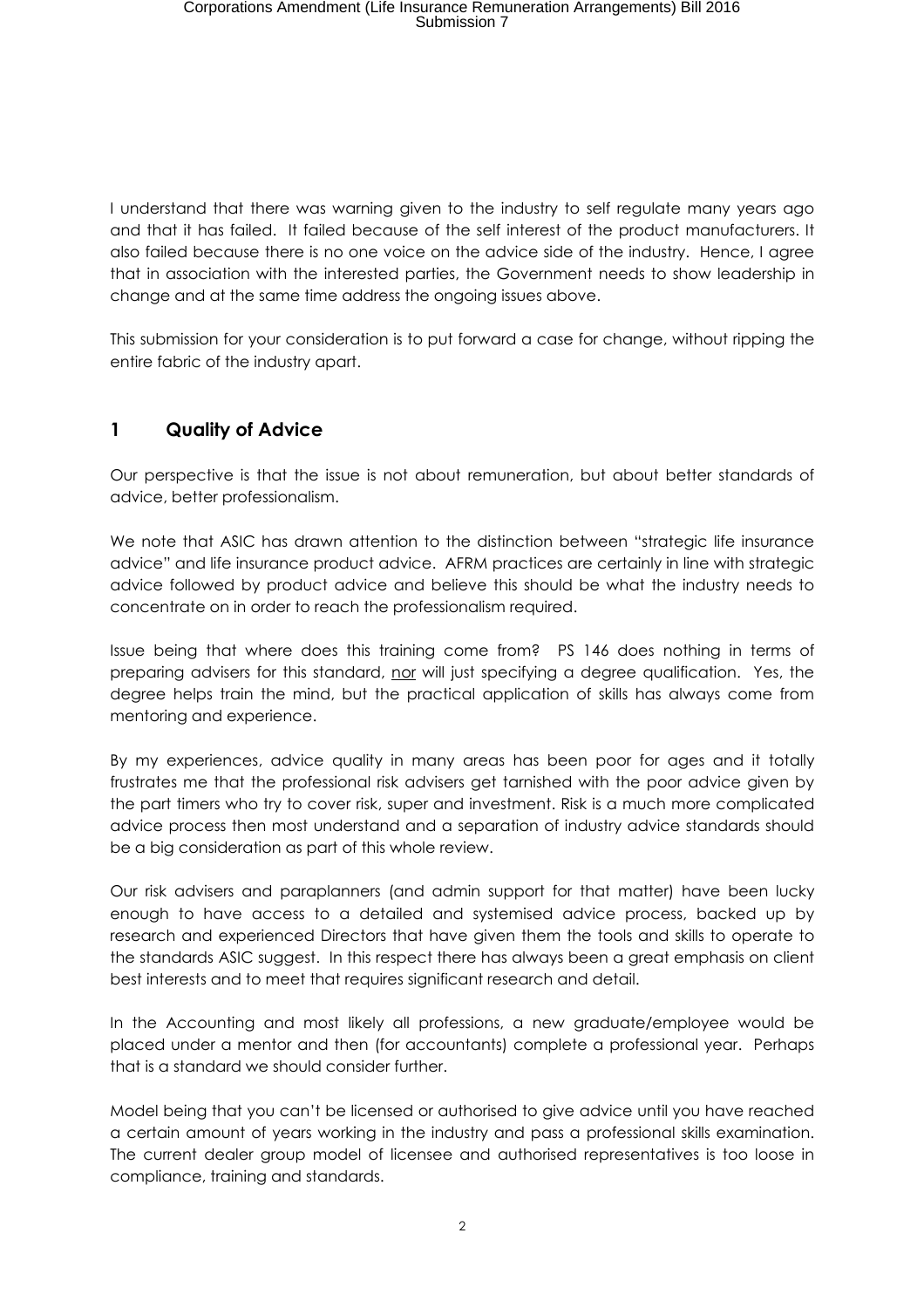I understand that there was warning given to the industry to self regulate many years ago and that it has failed. It failed because of the self interest of the product manufacturers. It also failed because there is no one voice on the advice side of the industry. Hence, I agree that in association with the interested parties, the Government needs to show leadership in change and at the same time address the ongoing issues above.

This submission for your consideration is to put forward a case for change, without ripping the entire fabric of the industry apart.

## 1 Quality of Advice

Our perspective is that the issue is not about remuneration, but about better standards of advice, better professionalism.

We note that ASIC has drawn attention to the distinction between "strategic life insurance advice" and life insurance product advice. AFRM practices are certainly in line with strategic advice followed by product advice and believe this should be what the industry needs to concentrate on in order to reach the professionalism required.

Issue being that where does this training come from? PS 146 does nothing in terms of preparing advisers for this standard, nor will just specifying a degree qualification. Yes, the degree helps train the mind, but the practical application of skills has always come from mentoring and experience.

By my experiences, advice quality in many areas has been poor for ages and it totally frustrates me that the professional risk advisers get tarnished with the poor advice given by the part timers who try to cover risk, super and investment. Risk is a much more complicated advice process then most understand and a separation of industry advice standards should be a big consideration as part of this whole review.

Our risk advisers and paraplanners (and admin support for that matter) have been lucky enough to have access to a detailed and systemised advice process, backed up by research and experienced Directors that have given them the tools and skills to operate to the standards ASIC suggest. In this respect there has always been a great emphasis on client best interests and to meet that requires significant research and detail.

In the Accounting and most likely all professions, a new graduate/employee would be placed under a mentor and then (for accountants) complete a professional year. Perhaps that is a standard we should consider further.

Model being that you can't be licensed or authorised to give advice until you have reached a certain amount of years working in the industry and pass a professional skills examination. The current dealer group model of licensee and authorised representatives is too loose in compliance, training and standards.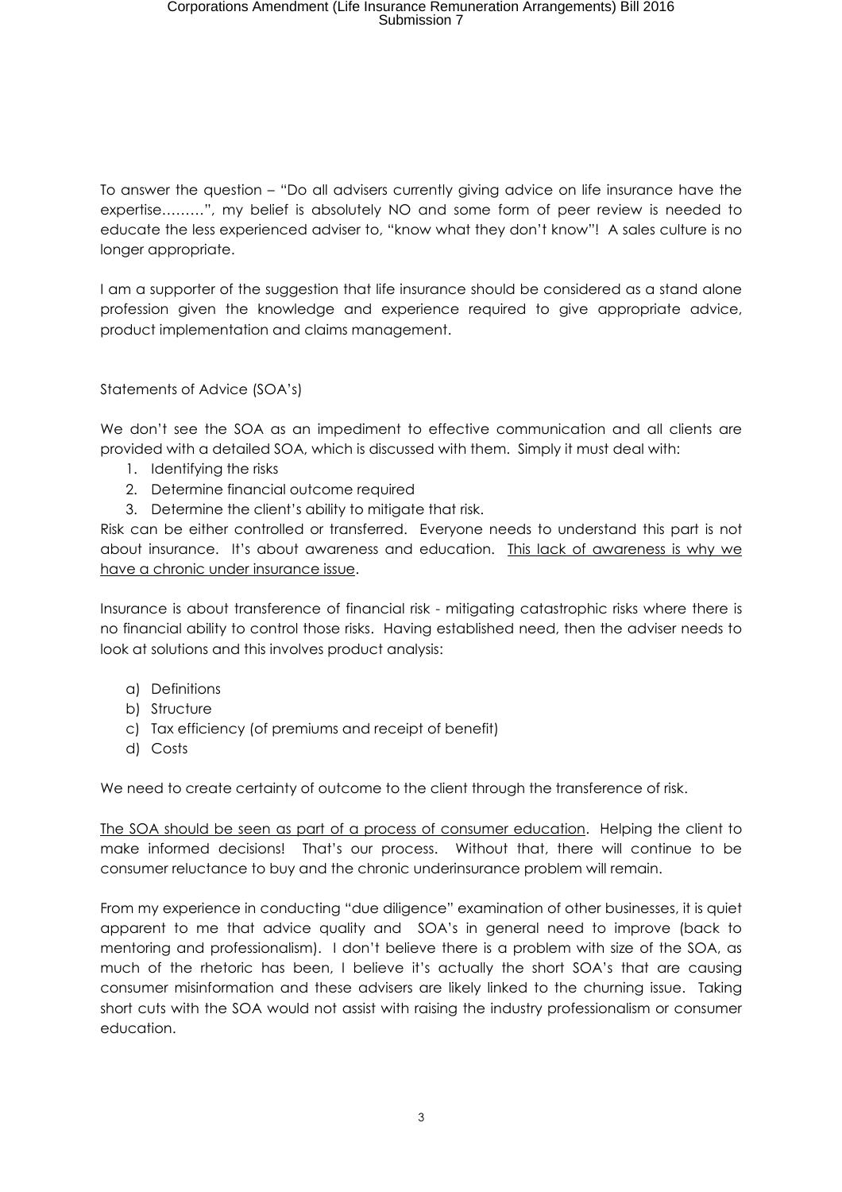To answer the question – "Do all advisers currently giving advice on life insurance have the expertise………", my belief is absolutely NO and some form of peer review is needed to educate the less experienced adviser to, "know what they don't know"! A sales culture is no longer appropriate.

I am a supporter of the suggestion that life insurance should be considered as a stand alone profession given the knowledge and experience required to give appropriate advice, product implementation and claims management.

Statements of Advice (SOA's)

We don't see the SOA as an impediment to effective communication and all clients are provided with a detailed SOA, which is discussed with them. Simply it must deal with:

1. Identifying the risks
2. Determine financial outcome required
3. Determine the client's ability to mitigate that risk.

Risk can be either controlled or transferred. Everyone needs to understand this part is not about insurance. It's about awareness and education. <u>This lack of awareness is why we have a chronic under insurance issue</u>.

Insurance is about transference of financial risk - mitigating catastrophic risks where there is no financial ability to control those risks. Having established need, then the adviser needs to look at solutions and this involves product analysis:

a) Definitions
b) Structure
c) Tax efficiency (of premiums and receipt of benefit)
d) Costs

We need to create certainty of outcome to the client through the transference of risk.

<u>The SOA should be seen as part of a process of consumer education</u>. Helping the client to make informed decisions! That's our process. Without that, there will continue to be consumer reluctance to buy and the chronic underinsurance problem will remain.

From my experience in conducting "due diligence" examination of other businesses, it is quiet apparent to me that advice quality and SOA's in general need to improve (back to mentoring and professionalism). I don't believe there is a problem with size of the SOA, as much of the rhetoric has been, I believe it's actually the short SOA's that are causing consumer misinformation and these advisers are likely linked to the churning issue. Taking short cuts with the SOA would not assist with raising the industry professionalism or consumer education.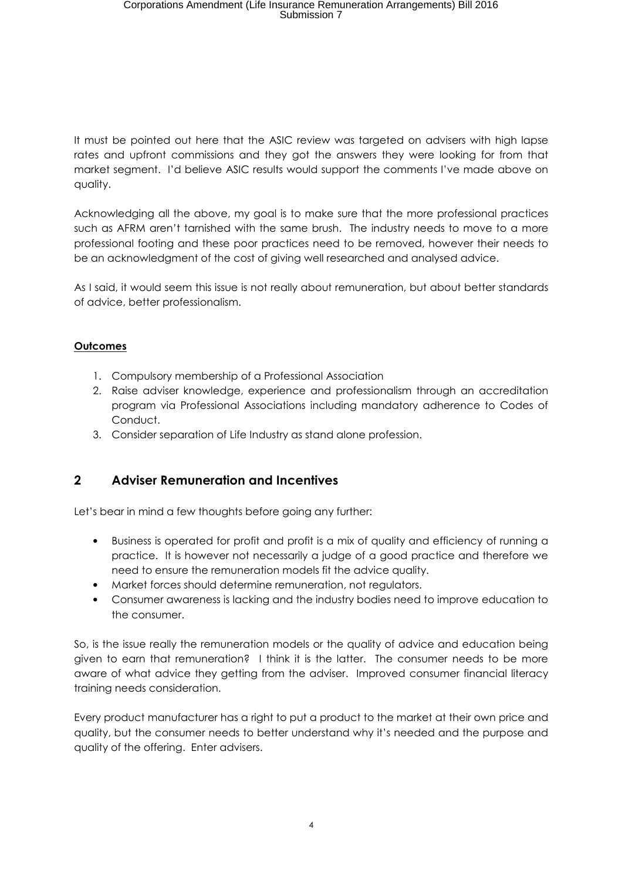It must be pointed out here that the ASIC review was targeted on advisers with high lapse rates and upfront commissions and they got the answers they were looking for from that market segment. I'd believe ASIC results would support the comments I've made above on quality.

Acknowledging all the above, my goal is to make sure that the more professional practices such as AFRM aren't tarnished with the same brush. The industry needs to move to a more professional footing and these poor practices need to be removed, however their needs to be an acknowledgment of the cost of giving well researched and analysed advice.

As I said, it would seem this issue is not really about remuneration, but about better standards of advice, better professionalism.

**Outcomes**

1. Compulsory membership of a Professional Association
2. Raise adviser knowledge, experience and professionalism through an accreditation program via Professional Associations including mandatory adherence to Codes of Conduct.
3. Consider separation of Life Industry as stand alone profession.

## 2 Adviser Remuneration and Incentives

Let's bear in mind a few thoughts before going any further:

- Business is operated for profit and profit is a mix of quality and efficiency of running a practice. It is however not necessarily a judge of a good practice and therefore we need to ensure the remuneration models fit the advice quality.
- Market forces should determine remuneration, not regulators.
- Consumer awareness is lacking and the industry bodies need to improve education to the consumer.

So, is the issue really the remuneration models or the quality of advice and education being given to earn that remuneration? I think it is the latter. The consumer needs to be more aware of what advice they getting from the adviser. Improved consumer financial literacy training needs consideration.

Every product manufacturer has a right to put a product to the market at their own price and quality, but the consumer needs to better understand why it's needed and the purpose and quality of the offering. Enter advisers.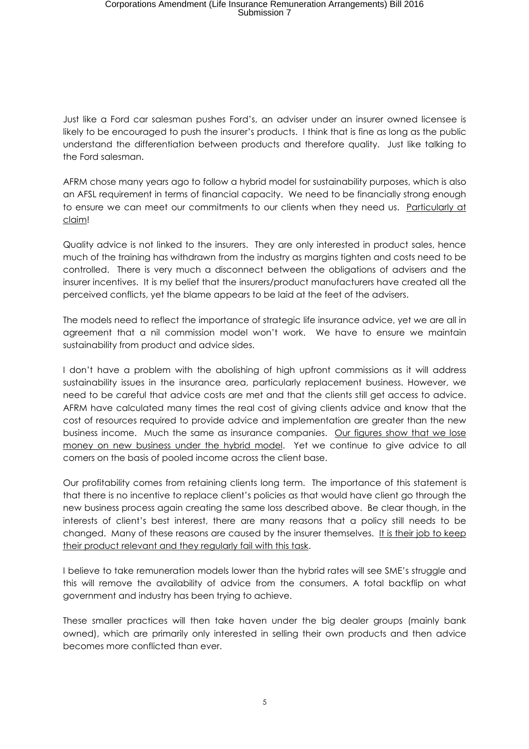Just like a Ford car salesman pushes Ford's, an adviser under an insurer owned licensee is likely to be encouraged to push the insurer's products. I think that is fine as long as the public understand the differentiation between products and therefore quality. Just like talking to the Ford salesman.

AFRM chose many years ago to follow a hybrid model for sustainability purposes, which is also an AFSL requirement in terms of financial capacity. We need to be financially strong enough to ensure we can meet our commitments to our clients when they need us. <u>Particularly at claim</u>!

Quality advice is not linked to the insurers. They are only interested in product sales, hence much of the training has withdrawn from the industry as margins tighten and costs need to be controlled. There is very much a disconnect between the obligations of advisers and the insurer incentives. It is my belief that the insurers/product manufacturers have created all the perceived conflicts, yet the blame appears to be laid at the feet of the advisers.

The models need to reflect the importance of strategic life insurance advice, yet we are all in agreement that a nil commission model won't work. We have to ensure we maintain sustainability from product and advice sides.

I don't have a problem with the abolishing of high upfront commissions as it will address sustainability issues in the insurance area, particularly replacement business. However, we need to be careful that advice costs are met and that the clients still get access to advice. AFRM have calculated many times the real cost of giving clients advice and know that the cost of resources required to provide advice and implementation are greater than the new business income. Much the same as insurance companies. <u>Our figures show that we lose money on new business under the hybrid model</u>. Yet we continue to give advice to all comers on the basis of pooled income across the client base.

Our profitability comes from retaining clients long term. The importance of this statement is that there is no incentive to replace client's policies as that would have client go through the new business process again creating the same loss described above. Be clear though, in the interests of client's best interest, there are many reasons that a policy still needs to be changed. Many of these reasons are caused by the insurer themselves. <u>It is their job to keep their product relevant and they regularly fail with this task</u>.

I believe to take remuneration models lower than the hybrid rates will see SME's struggle and this will remove the availability of advice from the consumers. A total backflip on what government and industry has been trying to achieve.

These smaller practices will then take haven under the big dealer groups (mainly bank owned), which are primarily only interested in selling their own products and then advice becomes more conflicted than ever.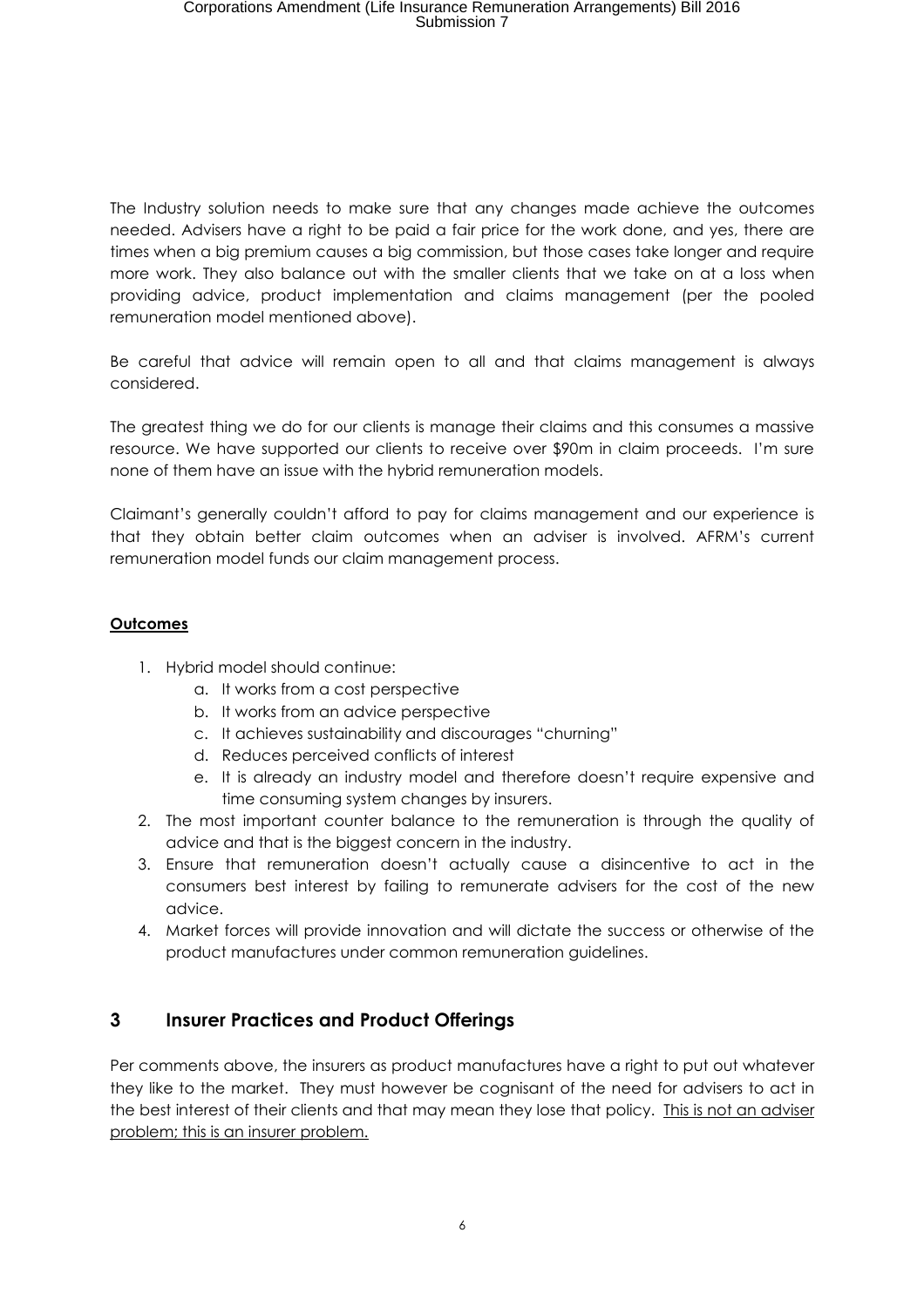The Industry solution needs to make sure that any changes made achieve the outcomes needed. Advisers have a right to be paid a fair price for the work done, and yes, there are times when a big premium causes a big commission, but those cases take longer and require more work. They also balance out with the smaller clients that we take on at a loss when providing advice, product implementation and claims management (per the pooled remuneration model mentioned above).

Be careful that advice will remain open to all and that claims management is always considered.

The greatest thing we do for our clients is manage their claims and this consumes a massive resource. We have supported our clients to receive over $90m in claim proceeds. I'm sure none of them have an issue with the hybrid remuneration models.

Claimant's generally couldn't afford to pay for claims management and our experience is that they obtain better claim outcomes when an adviser is involved. AFRM's current remuneration model funds our claim management process.

**<u>Outcomes</u>**

1. Hybrid model should continue:
   a. It works from a cost perspective
   b. It works from an advice perspective
   c. It achieves sustainability and discourages "churning"
   d. Reduces perceived conflicts of interest
   e. It is already an industry model and therefore doesn't require expensive and time consuming system changes by insurers.
2. The most important counter balance to the remuneration is through the quality of advice and that is the biggest concern in the industry.
3. Ensure that remuneration doesn't actually cause a disincentive to act in the consumers best interest by failing to remunerate advisers for the cost of the new advice.
4. Market forces will provide innovation and will dictate the success or otherwise of the product manufactures under common remuneration guidelines.

## 3 Insurer Practices and Product Offerings

Per comments above, the insurers as product manufactures have a right to put out whatever they like to the market. They must however be cognisant of the need for advisers to act in the best interest of their clients and that may mean they lose that policy. <u>This is not an adviser problem; this is an insurer problem.</u>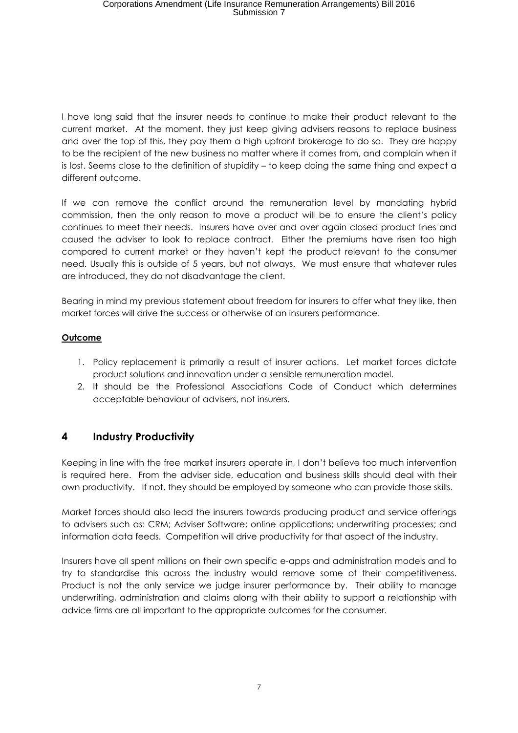I have long said that the insurer needs to continue to make their product relevant to the current market. At the moment, they just keep giving advisers reasons to replace business and over the top of this, they pay them a high upfront brokerage to do so. They are happy to be the recipient of the new business no matter where it comes from, and complain when it is lost. Seems close to the definition of stupidity – to keep doing the same thing and expect a different outcome.

If we can remove the conflict around the remuneration level by mandating hybrid commission, then the only reason to move a product will be to ensure the client's policy continues to meet their needs. Insurers have over and over again closed product lines and caused the adviser to look to replace contract. Either the premiums have risen too high compared to current market or they haven't kept the product relevant to the consumer need. Usually this is outside of 5 years, but not always. We must ensure that whatever rules are introduced, they do not disadvantage the client.

Bearing in mind my previous statement about freedom for insurers to offer what they like, then market forces will drive the success or otherwise of an insurers performance.

**Outcome**

1. Policy replacement is primarily a result of insurer actions. Let market forces dictate product solutions and innovation under a sensible remuneration model.
2. It should be the Professional Associations Code of Conduct which determines acceptable behaviour of advisers, not insurers.

## 4 Industry Productivity

Keeping in line with the free market insurers operate in, I don't believe too much intervention is required here. From the adviser side, education and business skills should deal with their own productivity. If not, they should be employed by someone who can provide those skills.

Market forces should also lead the insurers towards producing product and service offerings to advisers such as: CRM; Adviser Software; online applications; underwriting processes; and information data feeds. Competition will drive productivity for that aspect of the industry.

Insurers have all spent millions on their own specific e-apps and administration models and to try to standardise this across the industry would remove some of their competitiveness. Product is not the only service we judge insurer performance by. Their ability to manage underwriting, administration and claims along with their ability to support a relationship with advice firms are all important to the appropriate outcomes for the consumer.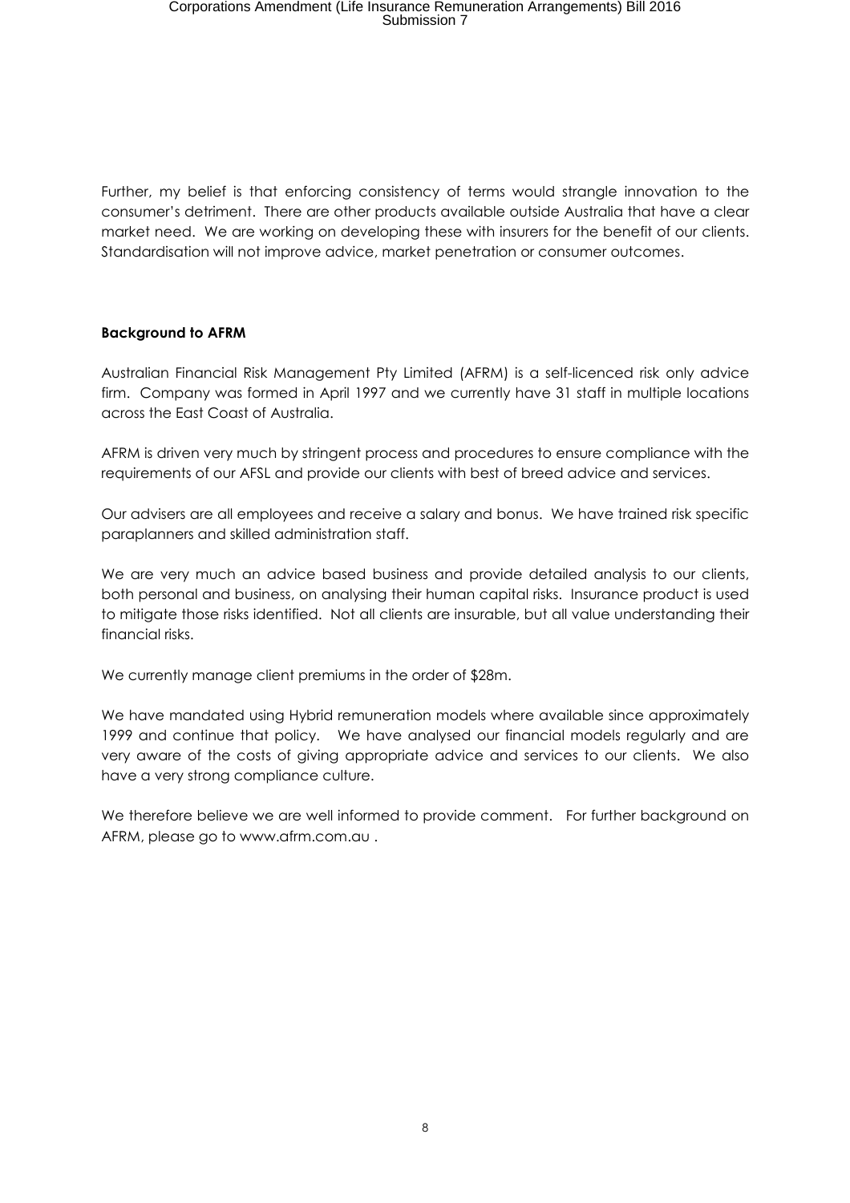Further, my belief is that enforcing consistency of terms would strangle innovation to the consumer's detriment. There are other products available outside Australia that have a clear market need. We are working on developing these with insurers for the benefit of our clients. Standardisation will not improve advice, market penetration or consumer outcomes.

**Background to AFRM**

Australian Financial Risk Management Pty Limited (AFRM) is a self-licenced risk only advice firm. Company was formed in April 1997 and we currently have 31 staff in multiple locations across the East Coast of Australia.

AFRM is driven very much by stringent process and procedures to ensure compliance with the requirements of our AFSL and provide our clients with best of breed advice and services.

Our advisers are all employees and receive a salary and bonus. We have trained risk specific paraplanners and skilled administration staff.

We are very much an advice based business and provide detailed analysis to our clients, both personal and business, on analysing their human capital risks. Insurance product is used to mitigate those risks identified. Not all clients are insurable, but all value understanding their financial risks.

We currently manage client premiums in the order of $28m.

We have mandated using Hybrid remuneration models where available since approximately 1999 and continue that policy. We have analysed our financial models regularly and are very aware of the costs of giving appropriate advice and services to our clients. We also have a very strong compliance culture.

We therefore believe we are well informed to provide comment. For further background on AFRM, please go to www.afrm.com.au .